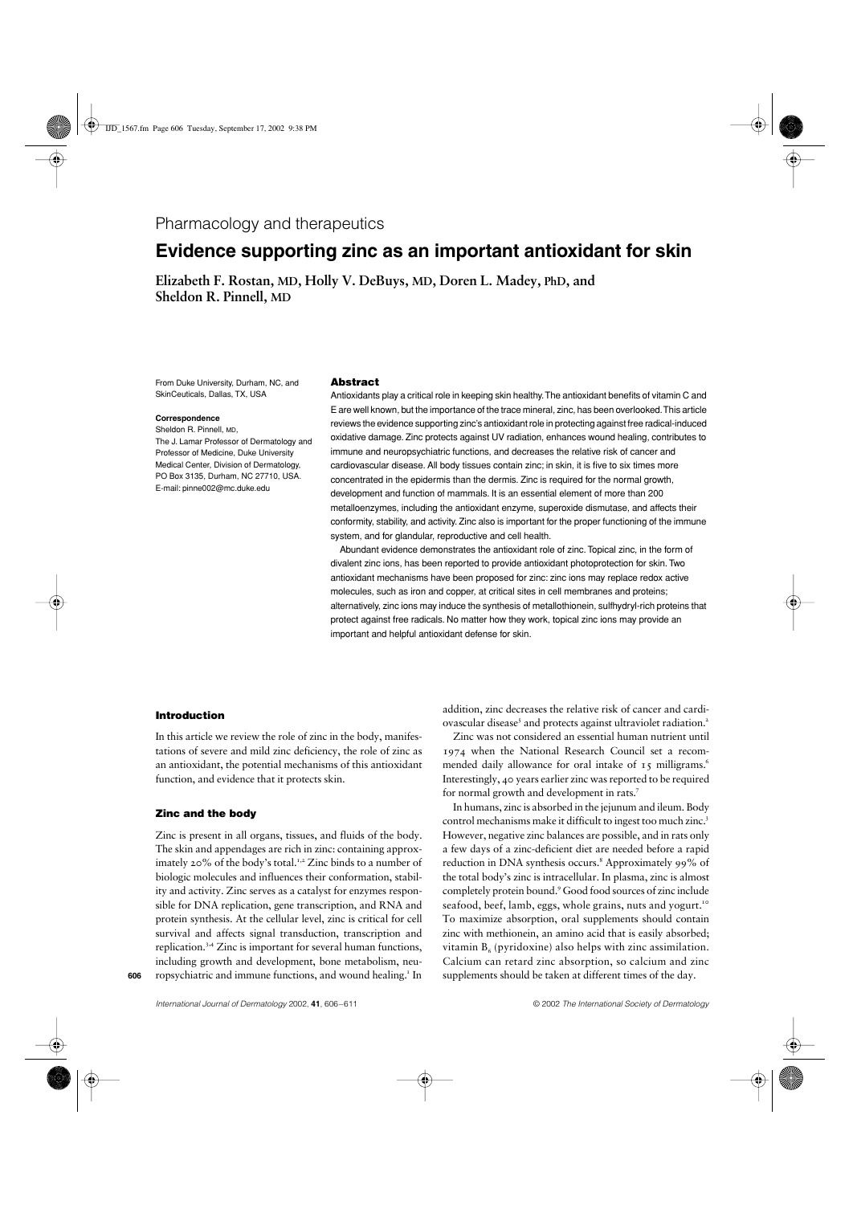Pharmacology and therapeutics

# Evidence supporting zinc as an important antioxidant for skin

**Elizabeth F. Rostan, MD, Holly V. DeBuys, MD, Doren L. Madey, PhD, and Sheldon R. Pinnell, MD**

From Duke University, Durham, NC, and SkinCeuticals, Dallas, TX, USA

**Correspondence**
Sheldon R. Pinnell, MD,
The J. Lamar Professor of Dermatology and Professor of Medicine, Duke University Medical Center, Division of Dermatology, PO Box 3135, Durham, NC 27710, USA.
E-mail: pinne002@mc.duke.edu

### Abstract

Antioxidants play a critical role in keeping skin healthy. The antioxidant benefits of vitamin C and E are well known, but the importance of the trace mineral, zinc, has been overlooked. This article reviews the evidence supporting zinc's antioxidant role in protecting against free radical-induced oxidative damage. Zinc protects against UV radiation, enhances wound healing, contributes to immune and neuropsychiatric functions, and decreases the relative risk of cancer and cardiovascular disease. All body tissues contain zinc; in skin, it is five to six times more concentrated in the epidermis than the dermis. Zinc is required for the normal growth, development and function of mammals. It is an essential element of more than 200 metalloenzymes, including the antioxidant enzyme, superoxide dismutase, and affects their conformity, stability, and activity. Zinc also is important for the proper functioning of the immune system, and for glandular, reproductive and cell health.

Abundant evidence demonstrates the antioxidant role of zinc. Topical zinc, in the form of divalent zinc ions, has been reported to provide antioxidant photoprotection for skin. Two antioxidant mechanisms have been proposed for zinc: zinc ions may replace redox active molecules, such as iron and copper, at critical sites in cell membranes and proteins; alternatively, zinc ions may induce the synthesis of metallothionein, sulfhydryl-rich proteins that protect against free radicals. No matter how they work, topical zinc ions may provide an important and helpful antioxidant defense for skin.

## Introduction

In this article we review the role of zinc in the body, manifestations of severe and mild zinc deficiency, the role of zinc as an antioxidant, the potential mechanisms of this antioxidant function, and evidence that it protects skin.

## Zinc and the body

Zinc is present in all organs, tissues, and fluids of the body. The skin and appendages are rich in zinc: containing approximately 20% of the body's total.[1,2] Zinc binds to a number of biologic molecules and influences their conformation, stability and activity. Zinc serves as a catalyst for enzymes responsible for DNA replication, gene transcription, and RNA and protein synthesis. At the cellular level, zinc is critical for cell survival and affects signal transduction, transcription and replication.[3,4] Zinc is important for several human functions, including growth and development, bone metabolism, neuropsychiatric and immune functions, and wound healing.[1] In addition, zinc decreases the relative risk of cancer and cardiovascular disease[5] and protects against ultraviolet radiation.[2]

Zinc was not considered an essential human nutrient until 1974 when the National Research Council set a recommended daily allowance for oral intake of 15 milligrams.[6] Interestingly, 40 years earlier zinc was reported to be required for normal growth and development in rats.[7]

In humans, zinc is absorbed in the jejunum and ileum. Body control mechanisms make it difficult to ingest too much zinc.[3] However, negative zinc balances are possible, and in rats only a few days of a zinc-deficient diet are needed before a rapid reduction in DNA synthesis occurs.[8] Approximately 99% of the total body's zinc is intracellular. In plasma, zinc is almost completely protein bound.[9] Good food sources of zinc include seafood, beef, lamb, eggs, whole grains, nuts and yogurt.[10] To maximize absorption, oral supplements should contain zinc with methionein, an amino acid that is easily absorbed; vitamin $B_6$ (pyridoxine) also helps with zinc assimilation. Calcium can retard zinc absorption, so calcium and zinc supplements should be taken at different times of the day.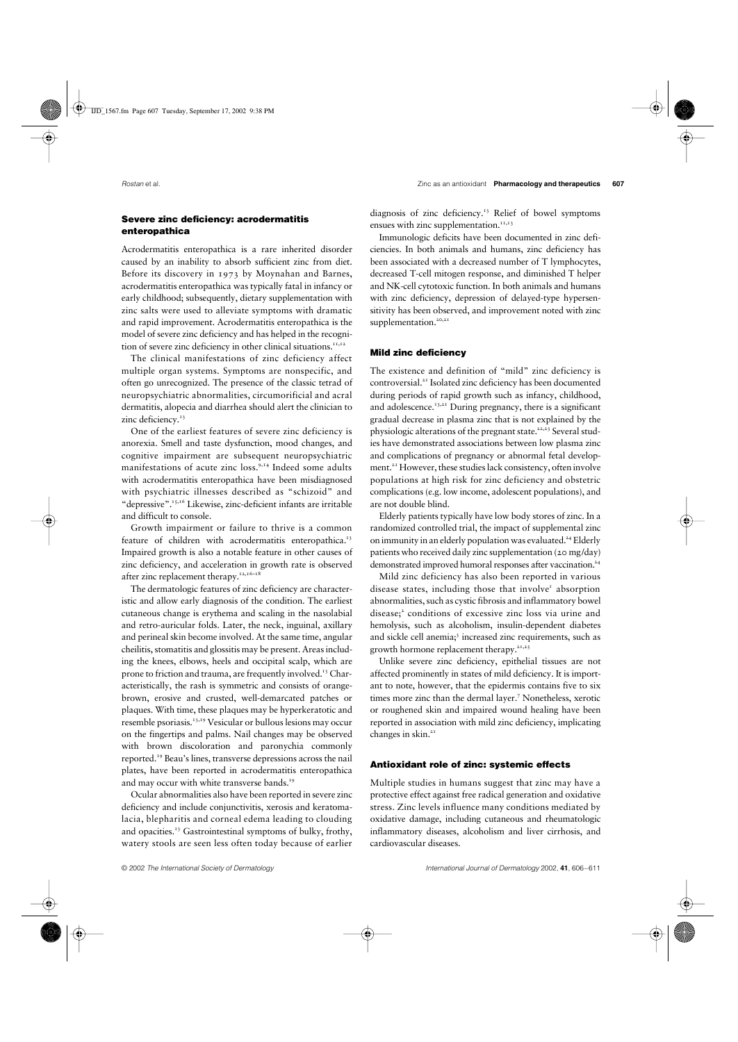## Severe zinc deficiency: acrodermatitis enteropathica

Acrodermatitis enteropathica is a rare inherited disorder caused by an inability to absorb sufficient zinc from diet. Before its discovery in 1973 by Moynahan and Barnes, acrodermatitis enteropathica was typically fatal in infancy or early childhood; subsequently, dietary supplementation with zinc salts were used to alleviate symptoms with dramatic and rapid improvement. Acrodermatitis enteropathica is the model of severe zinc deficiency and has helped in the recognition of severe zinc deficiency in other clinical situations.[11,12]

The clinical manifestations of zinc deficiency affect multiple organ systems. Symptoms are nonspecific, and often go unrecognized. The presence of the classic tetrad of neuropsychiatric abnormalities, circumorificial and acral dermatitis, alopecia and diarrhea should alert the clinician to zinc deficiency.[13]

One of the earliest features of severe zinc deficiency is anorexia. Smell and taste dysfunction, mood changes, and cognitive impairment are subsequent neuropsychiatric manifestations of acute zinc loss.[9,14] Indeed some adults with acrodermatitis enteropathica have been misdiagnosed with psychiatric illnesses described as "schizoid" and "depressive".[15,16] Likewise, zinc-deficient infants are irritable and difficult to console.

Growth impairment or failure to thrive is a common feature of children with acrodermatitis enteropathica.[13] Impaired growth is also a notable feature in other causes of zinc deficiency, and acceleration in growth rate is observed after zinc replacement therapy.[12,16–18]

The dermatologic features of zinc deficiency are characteristic and allow early diagnosis of the condition. The earliest cutaneous change is erythema and scaling in the nasolabial and retro-auricular folds. Later, the neck, inguinal, axillary and perineal skin become involved. At the same time, angular cheilitis, stomatitis and glossitis may be present. Areas including the knees, elbows, heels and occipital scalp, which are prone to friction and trauma, are frequently involved.[13] Characteristically, the rash is symmetric and consists of orange-brown, erosive and crusted, well-demarcated patches or plaques. With time, these plaques may be hyperkeratotic and resemble psoriasis.[13,19] Vesicular or bullous lesions may occur on the fingertips and palms. Nail changes may be observed with brown discoloration and paronychia commonly reported.[19] Beau's lines, transverse depressions across the nail plates, have been reported in acrodermatitis enteropathica and may occur with white transverse bands.[19]

Ocular abnormalities also have been reported in severe zinc deficiency and include conjunctivitis, xerosis and keratomalacia, blepharitis and corneal edema leading to clouding and opacities.[13] Gastrointestinal symptoms of bulky, frothy, watery stools are seen less often today because of earlier diagnosis of zinc deficiency.[13] Relief of bowel symptoms ensues with zinc supplementation.[11,13]

Immunologic deficits have been documented in zinc deficiencies. In both animals and humans, zinc deficiency has been associated with a decreased number of T lymphocytes, decreased T-cell mitogen response, and diminished T helper and NK-cell cytotoxic function. In both animals and humans with zinc deficiency, depression of delayed-type hypersensitivity has been observed, and improvement noted with zinc supplementation.[20,21]

## Mild zinc deficiency

The existence and definition of "mild" zinc deficiency is controversial.[21] Isolated zinc deficiency has been documented during periods of rapid growth such as infancy, childhood, and adolescence.[13,21] During pregnancy, there is a significant gradual decrease in plasma zinc that is not explained by the physiologic alterations of the pregnant state.[22,23] Several studies have demonstrated associations between low plasma zinc and complications of pregnancy or abnormal fetal development.[21] However, these studies lack consistency, often involve populations at high risk for zinc deficiency and obstetric complications (e.g. low income, adolescent populations), and are not double blind.

Elderly patients typically have low body stores of zinc. In a randomized controlled trial, the impact of supplemental zinc on immunity in an elderly population was evaluated.[24] Elderly patients who received daily zinc supplementation (20 mg/day) demonstrated improved humoral responses after vaccination.[24]

Mild zinc deficiency has also been reported in various disease states, including those that involve[1] absorption abnormalities, such as cystic fibrosis and inflammatory bowel disease;[2] conditions of excessive zinc loss via urine and hemolysis, such as alcoholism, insulin-dependent diabetes and sickle cell anemia;[3] increased zinc requirements, such as growth hormone replacement therapy.[21,25]

Unlike severe zinc deficiency, epithelial tissues are not affected prominently in states of mild deficiency. It is important to note, however, that the epidermis contains five to six times more zinc than the dermal layer.[7] Nonetheless, xerotic or roughened skin and impaired wound healing have been reported in association with mild zinc deficiency, implicating changes in skin.[21]

## Antioxidant role of zinc: systemic effects

Multiple studies in humans suggest that zinc may have a protective effect against free radical generation and oxidative stress. Zinc levels influence many conditions mediated by oxidative damage, including cutaneous and rheumatologic inflammatory diseases, alcoholism and liver cirrhosis, and cardiovascular diseases.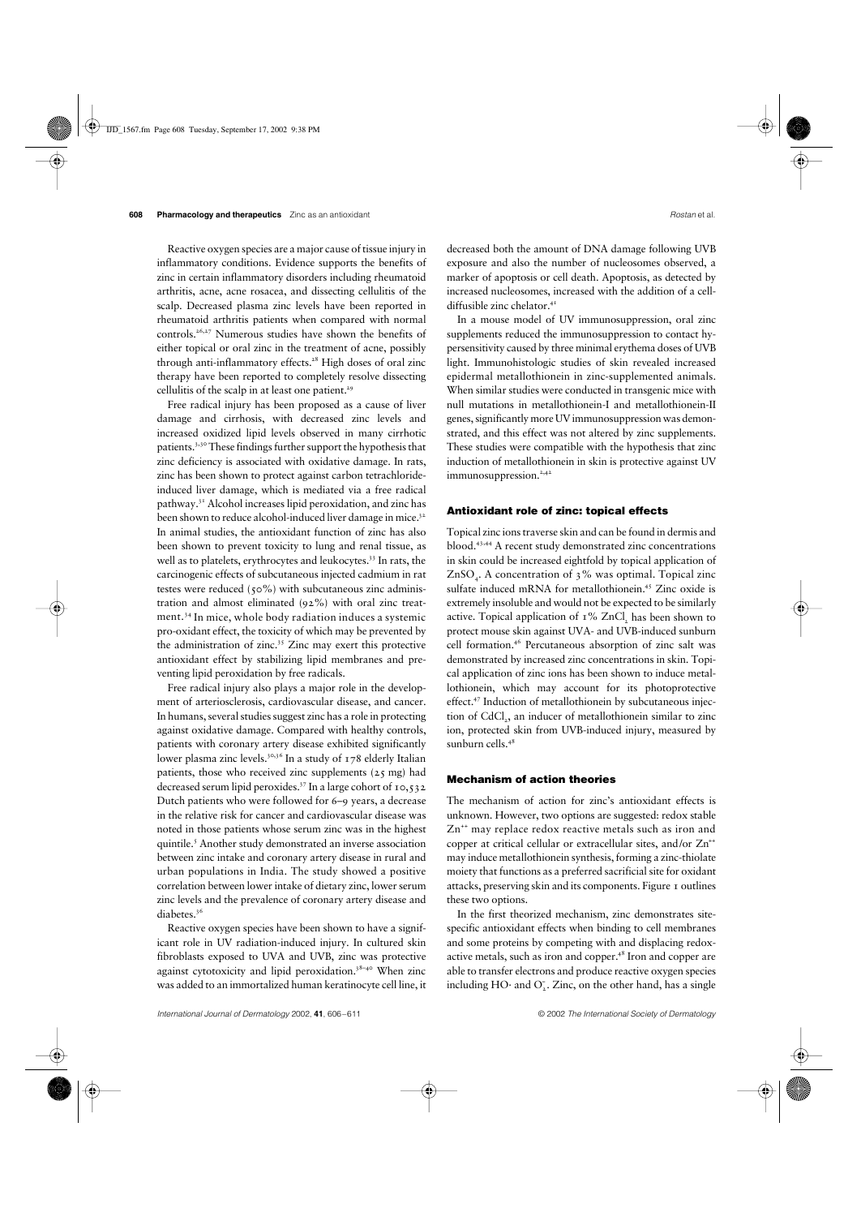Reactive oxygen species are a major cause of tissue injury in inflammatory conditions. Evidence supports the benefits of zinc in certain inflammatory disorders including rheumatoid arthritis, acne, acne rosacea, and dissecting cellulitis of the scalp. Decreased plasma zinc levels have been reported in rheumatoid arthritis patients when compared with normal controls.[26,27] Numerous studies have shown the benefits of either topical or oral zinc in the treatment of acne, possibly through anti-inflammatory effects.[28] High doses of oral zinc therapy have been reported to completely resolve dissecting cellulitis of the scalp in at least one patient.[29]

Free radical injury has been proposed as a cause of liver damage and cirrhosis, with decreased zinc levels and increased oxidized lipid levels observed in many cirrhotic patients.[3,30] These findings further support the hypothesis that zinc deficiency is associated with oxidative damage. In rats, zinc has been shown to protect against carbon tetrachloride-induced liver damage, which is mediated via a free radical pathway.[31] Alcohol increases lipid peroxidation, and zinc has been shown to reduce alcohol-induced liver damage in mice.[32] In animal studies, the antioxidant function of zinc has also been shown to prevent toxicity to lung and renal tissue, as well as to platelets, erythrocytes and leukocytes.[33] In rats, the carcinogenic effects of subcutaneous injected cadmium in rat testes were reduced (50%) with subcutaneous zinc administration and almost eliminated (92%) with oral zinc treatment.[34] In mice, whole body radiation induces a systemic pro-oxidant effect, the toxicity of which may be prevented by the administration of zinc.[35] Zinc may exert this protective antioxidant effect by stabilizing lipid membranes and preventing lipid peroxidation by free radicals.

Free radical injury also plays a major role in the development of arteriosclerosis, cardiovascular disease, and cancer. In humans, several studies suggest zinc has a role in protecting against oxidative damage. Compared with healthy controls, patients with coronary artery disease exhibited significantly lower plasma zinc levels.[30,36] In a study of 178 elderly Italian patients, those who received zinc supplements (25 mg) had decreased serum lipid peroxides.[37] In a large cohort of 10,532 Dutch patients who were followed for 6–9 years, a decrease in the relative risk for cancer and cardiovascular disease was noted in those patients whose serum zinc was in the highest quintile.[5] Another study demonstrated an inverse association between zinc intake and coronary artery disease in rural and urban populations in India. The study showed a positive correlation between lower intake of dietary zinc, lower serum zinc levels and the prevalence of coronary artery disease and diabetes.[36]

Reactive oxygen species have been shown to have a significant role in UV radiation-induced injury. In cultured skin fibroblasts exposed to UVA and UVB, zinc was protective against cytotoxicity and lipid peroxidation.[38–40] When zinc was added to an immortalized human keratinocyte cell line, it decreased both the amount of DNA damage following UVB exposure and also the number of nucleosomes observed, a marker of apoptosis or cell death. Apoptosis, as detected by increased nucleosomes, increased with the addition of a cell-diffusible zinc chelator.[41]

In a mouse model of UV immunosuppression, oral zinc supplements reduced the immunosuppression to contact hypersensitivity caused by three minimal erythema doses of UVB light. Immunohistologic studies of skin revealed increased epidermal metallothionein in zinc-supplemented animals. When similar studies were conducted in transgenic mice with null mutations in metallothionein-I and metallothionein-II genes, significantly more UV immunosuppression was demonstrated, and this effect was not altered by zinc supplements. These studies were compatible with the hypothesis that zinc induction of metallothionein in skin is protective against UV immunosuppression.[2,42]

## Antioxidant role of zinc: topical effects

Topical zinc ions traverse skin and can be found in dermis and blood.[43,44] A recent study demonstrated zinc concentrations in skin could be increased eightfold by topical application of $ZnSO_4$. A concentration of 3% was optimal. Topical zinc sulfate induced mRNA for metallothionein.[45] Zinc oxide is extremely insoluble and would not be expected to be similarly active. Topical application of 1% $ZnCl_2$ has been shown to protect mouse skin against UVA- and UVB-induced sunburn cell formation.[46] Percutaneous absorption of zinc salt was demonstrated by increased zinc concentrations in skin. Topical application of zinc ions has been shown to induce metallothionein, which may account for its photoprotective effect.[47] Induction of metallothionein by subcutaneous injection of $CdCl_2$, an inducer of metallothionein similar to zinc ion, protected skin from UVB-induced injury, measured by sunburn cells.[48]

## Mechanism of action theories

The mechanism of action for zinc's antioxidant effects is unknown. However, two options are suggested: redox stable $Zn^{++}$ may replace redox reactive metals such as iron and copper at critical cellular or extracellular sites, and/or $Zn^{++}$ may induce metallothionein synthesis, forming a zinc-thiolate moiety that functions as a preferred sacrificial site for oxidant attacks, preserving skin and its components. Figure 1 outlines these two options.

In the first theorized mechanism, zinc demonstrates site-specific antioxidant effects when binding to cell membranes and some proteins by competing with and displacing redox-active metals, such as iron and copper.[48] Iron and copper are able to transfer electrons and produce reactive oxygen species including HO· and $O_2^-$. Zinc, on the other hand, has a single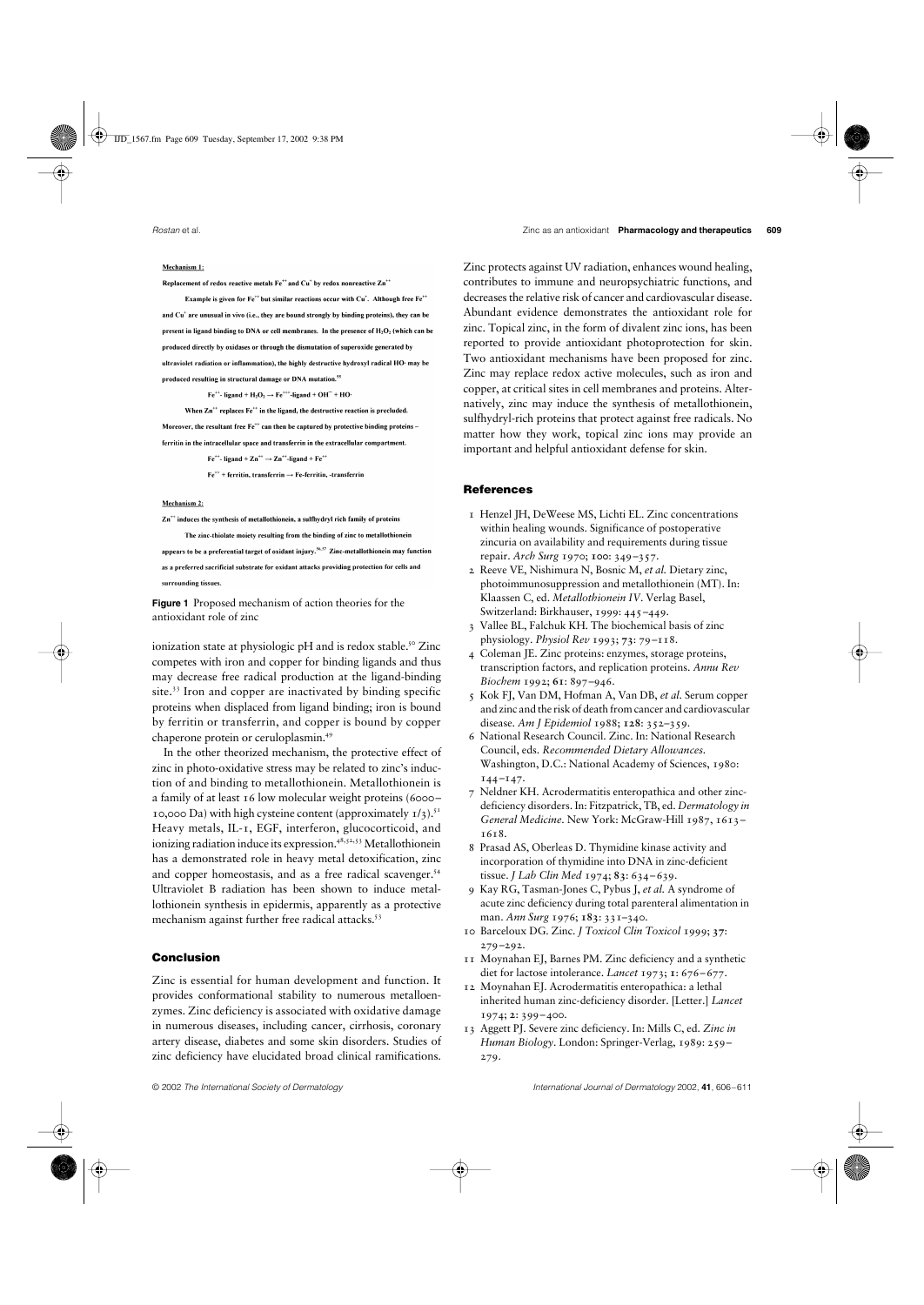**Mechanism 1:**

**Replacement of redox reactive metals $Fe^{++}$ and $Cu^{+}$ by redox nonreactive $Zn^{++}$**

**Example is given for $Fe^{++}$ but similar reactions occur with $Cu^{+}$. Although free $Fe^{++}$ and $Cu^{+}$ are unusual in vivo (i.e., they are bound strongly by binding proteins), they can be present in ligand binding to DNA or cell membranes. In the presence of $H_2O_2$ (which can be produced directly by oxidases or through the dismutation of superoxide generated by ultraviolet radiation or inflammation), the highly destructive hydroxyl radical HO· may be produced resulting in structural damage or DNA mutation.[55]**

$$Fe^{++}\text{-ligand} + H_2O_2 \rightarrow Fe^{+++}\text{-ligand} + OH^{-} + HO\cdot$$

**When $Zn^{++}$ replaces $Fe^{++}$ in the ligand, the destructive reaction is precluded. Moreover, the resultant free $Fe^{++}$ can then be captured by protective binding proteins – ferritin in the intracellular space and transferrin in the extracellular compartment.**

$$Fe^{++}\text{-ligand} + Zn^{++} \rightarrow Zn^{++}\text{-ligand} + Fe^{++}$$

$$Fe^{++} + \text{ferritin, transferrin} \rightarrow \text{Fe-ferritin, -transferrin}$$

**Mechanism 2:**

**$Zn^{++}$ induces the synthesis of metallothionein, a sulfhydryl rich family of proteins**

**The zinc-thiolate moiety resulting from the binding of zinc to metallothionein appears to be a preferential target of oxidant injury.[56,57] Zinc-metallothionein may function as a preferred sacrificial substrate for oxidant attacks providing protection for cells and surrounding tissues.**

**Figure 1** Proposed mechanism of action theories for the antioxidant role of zinc

ionization state at physiologic pH and is redox stable.[50] Zinc competes with iron and copper for binding ligands and thus may decrease free radical production at the ligand-binding site.[33] Iron and copper are inactivated by binding specific proteins when displaced from ligand binding; iron is bound by ferritin or transferrin, and copper is bound by copper chaperone protein or ceruloplasmin.[49]

In the other theorized mechanism, the protective effect of zinc in photo-oxidative stress may be related to zinc's induction of and binding to metallothionein. Metallothionein is a family of at least 16 low molecular weight proteins (6000–10,000 Da) with high cysteine content (approximately 1/3).[51] Heavy metals, IL-1, EGF, interferon, glucocorticoid, and ionizing radiation induce its expression.[48,52,53] Metallothionein has a demonstrated role in heavy metal detoxification, zinc and copper homeostasis, and as a free radical scavenger.[54] Ultraviolet B radiation has been shown to induce metallothionein synthesis in epidermis, apparently as a protective mechanism against further free radical attacks.[53]

## Conclusion

Zinc is essential for human development and function. It provides conformational stability to numerous metalloenzymes. Zinc deficiency is associated with oxidative damage in numerous diseases, including cancer, cirrhosis, coronary artery disease, diabetes and some skin disorders. Studies of zinc deficiency have elucidated broad clinical ramifications. Zinc protects against UV radiation, enhances wound healing, contributes to immune and neuropsychiatric functions, and decreases the relative risk of cancer and cardiovascular disease. Abundant evidence demonstrates the antioxidant role for zinc. Topical zinc, in the form of divalent zinc ions, has been reported to provide antioxidant photoprotection for skin. Two antioxidant mechanisms have been proposed for zinc. Zinc may replace redox active molecules, such as iron and copper, at critical sites in cell membranes and proteins. Alternatively, zinc may induce the synthesis of metallothionein, sulfhydryl-rich proteins that protect against free radicals. No matter how they work, topical zinc ions may provide an important and helpful antioxidant defense for skin.

## References

1. Henzel JH, DeWeese MS, Lichti EL. Zinc concentrations within healing wounds. Significance of postoperative zincuria on availability and requirements during tissue repair. *Arch Surg* 1970; **100**: 349–357.
2. Reeve VE, Nishimura N, Bosnic M, *et al.* Dietary zinc, photoimmunosuppression and metallothionein (MT). In: Klaassen C, ed. *Metallothionein IV*. Verlag Basel, Switzerland: Birkhauser, 1999: 445–449.
3. Vallee BL, Falchuk KH. The biochemical basis of zinc physiology. *Physiol Rev* 1993; **73**: 79–118.
4. Coleman JE. Zinc proteins: enzymes, storage proteins, transcription factors, and replication proteins. *Annu Rev Biochem* 1992; **61**: 897–946.
5. Kok FJ, Van DM, Hofman A, Van DB, *et al.* Serum copper and zinc and the risk of death from cancer and cardiovascular disease. *Am J Epidemiol* 1988; **128**: 352–359.
6. National Research Council. Zinc. In: National Research Council, eds. *Recommended Dietary Allowances*. Washington, D.C.: National Academy of Sciences, 1980: 144–147.
7. Neldner KH. Acrodermatitis enteropathica and other zinc-deficiency disorders. In: Fitzpatrick, TB, ed. *Dermatology in General Medicine*. New York: McGraw-Hill 1987, 1613–1618.
8. Prasad AS, Oberleas D. Thymidine kinase activity and incorporation of thymidine into DNA in zinc-deficient tissue. *J Lab Clin Med* 1974; **83**: 634–639.
9. Kay RG, Tasman-Jones C, Pybus J, *et al.* A syndrome of acute zinc deficiency during total parenteral alimentation in man. *Ann Surg* 1976; **183**: 331–340.
10. Barceloux DG. Zinc. *J Toxicol Clin Toxicol* 1999; **37**: 279–292.
11. Moynahan EJ, Barnes PM. Zinc deficiency and a synthetic diet for lactose intolerance. *Lancet* 1973; **1**: 676–677.
12. Moynahan EJ. Acrodermatitis enteropathica: a lethal inherited human zinc-deficiency disorder. [Letter.] *Lancet* 1974; **2**: 399–400.
13. Aggett PJ. Severe zinc deficiency. In: Mills C, ed. *Zinc in Human Biology*. London: Springer-Verlag, 1989: 259–279.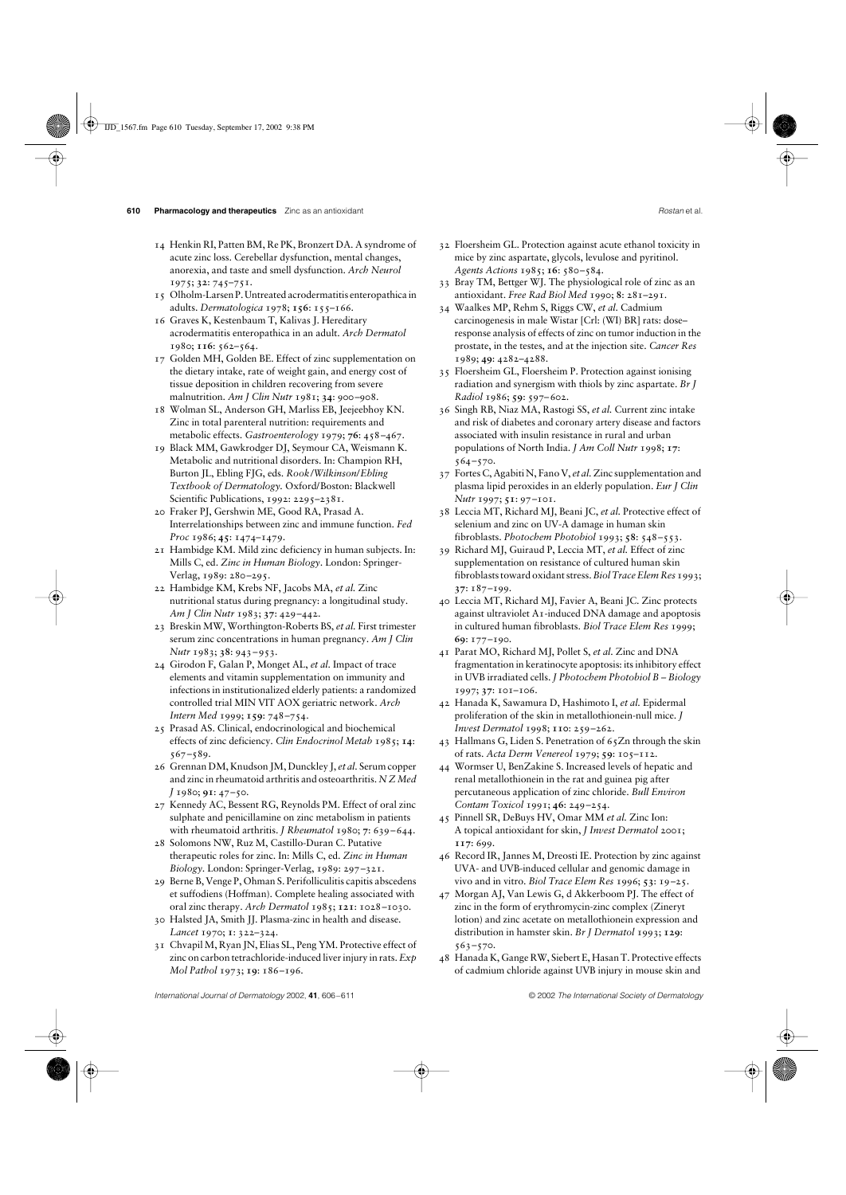14 Henkin RI, Patten BM, Re PK, Bronzert DA. A syndrome of acute zinc loss. Cerebellar dysfunction, mental changes, anorexia, and taste and smell dysfunction. *Arch Neurol* 1975; **32**: 745–751.

15 Olholm-Larsen P. Untreated acrodermatitis enteropathica in adults. *Dermatologica* 1978; **156**: 155–166.

16 Graves K, Kestenbaum T, Kalivas J. Hereditary acrodermatitis enteropathica in an adult. *Arch Dermatol* 1980; **116**: 562–564.

17 Golden MH, Golden BE. Effect of zinc supplementation on the dietary intake, rate of weight gain, and energy cost of tissue deposition in children recovering from severe malnutrition. *Am J Clin Nutr* 1981; **34**: 900–908.

18 Wolman SL, Anderson GH, Marliss EB, Jeejeebhoy KN. Zinc in total parenteral nutrition: requirements and metabolic effects. *Gastroenterology* 1979; **76**: 458–467.

19 Black MM, Gawkrodger DJ, Seymour CA, Weismann K. Metabolic and nutritional disorders. In: Champion RH, Burton JL, Ebling FJG, eds. *Rook/Wilkinson/Ebling Textbook of Dermatology.* Oxford/Boston: Blackwell Scientific Publications, 1992: 2295–2381.

20 Fraker PJ, Gershwin ME, Good RA, Prasad A. Interrelationships between zinc and immune function. *Fed Proc* 1986; **45**: 1474–1479.

21 Hambidge KM. Mild zinc deficiency in human subjects. In: Mills C, ed. *Zinc in Human Biology*. London: Springer-Verlag, 1989: 280–295.

22 Hambidge KM, Krebs NF, Jacobs MA, *et al.* Zinc nutritional status during pregnancy: a longitudinal study. *Am J Clin Nutr* 1983; **37**: 429–442.

23 Breskin MW, Worthington-Roberts BS, *et al.* First trimester serum zinc concentrations in human pregnancy. *Am J Clin Nutr* 1983; **38**: 943–953.

24 Girodon F, Galan P, Monget AL, *et al.* Impact of trace elements and vitamin supplementation on immunity and infections in institutionalized elderly patients: a randomized controlled trial MIN VIT AOX geriatric network. *Arch Intern Med* 1999; **159**: 748–754.

25 Prasad AS. Clinical, endocrinological and biochemical effects of zinc deficiency. *Clin Endocrinol Metab* 1985; **14**: 567–589.

26 Grennan DM, Knudson JM, Dunckley J, *et al.* Serum copper and zinc in rheumatoid arthritis and osteoarthritis. *N Z Med J* 1980; **91**: 47–50.

27 Kennedy AC, Bessent RG, Reynolds PM. Effect of oral zinc sulphate and penicillamine on zinc metabolism in patients with rheumatoid arthritis. *J Rheumatol* 1980; **7**: 639–644.

28 Solomons NW, Ruz M, Castillo-Duran C. Putative therapeutic roles for zinc. In: Mills C, ed. *Zinc in Human Biology.* London: Springer-Verlag, 1989: 297–321.

29 Berne B, Venge P, Ohman S. Perifolliculitis capitis abscedens et suffodiens (Hoffman). Complete healing associated with oral zinc therapy. *Arch Dermatol* 1985; **121**: 1028–1030.

30 Halsted JA, Smith JJ. Plasma-zinc in health and disease. *Lancet* 1970; **1**: 322–324.

31 Chvapil M, Ryan JN, Elias SL, Peng YM. Protective effect of zinc on carbon tetrachloride-induced liver injury in rats. *Exp Mol Pathol* 1973; **19**: 186–196.

32 Floersheim GL. Protection against acute ethanol toxicity in mice by zinc aspartate, glycols, levulose and pyritinol. *Agents Actions* 1985; **16**: 580–584.

33 Bray TM, Bettger WJ. The physiological role of zinc as an antioxidant. *Free Rad Biol Med* 1990; **8**: 281–291.

34 Waalkes MP, Rehm S, Riggs CW, *et al.* Cadmium carcinogenesis in male Wistar [Crl: (WI) BR] rats: dose–response analysis of effects of zinc on tumor induction in the prostate, in the testes, and at the injection site. *Cancer Res* 1989; **49**: 4282–4288.

35 Floersheim GL, Floersheim P. Protection against ionising radiation and synergism with thiols by zinc aspartate. *Br J Radiol* 1986; **59**: 597–602.

36 Singh RB, Niaz MA, Rastogi SS, *et al.* Current zinc intake and risk of diabetes and coronary artery disease and factors associated with insulin resistance in rural and urban populations of North India. *J Am Coll Nutr* 1998; **17**: 564–570.

37 Fortes C, Agabiti N, Fano V, *et al.* Zinc supplementation and plasma lipid peroxides in an elderly population. *Eur J Clin Nutr* 1997; **51**: 97–101.

38 Leccia MT, Richard MJ, Beani JC, *et al.* Protective effect of selenium and zinc on UV-A damage in human skin fibroblasts. *Photochem Photobiol* 1993; **58**: 548–553.

39 Richard MJ, Guiraud P, Leccia MT, *et al.* Effect of zinc supplementation on resistance of cultured human skin fibroblasts toward oxidant stress. *Biol Trace Elem Res* 1993; **37**: 187–199.

40 Leccia MT, Richard MJ, Favier A, Beani JC. Zinc protects against ultraviolet A1-induced DNA damage and apoptosis in cultured human fibroblasts. *Biol Trace Elem Res* 1999; **69**: 177–190.

41 Parat MO, Richard MJ, Pollet S, *et al.* Zinc and DNA fragmentation in keratinocyte apoptosis: its inhibitory effect in UVB irradiated cells. *J Photochem Photobiol B – Biology* 1997; **37**: 101–106.

42 Hanada K, Sawamura D, Hashimoto I, *et al.* Epidermal proliferation of the skin in metallothionein-null mice. *J Invest Dermatol* 1998; **110**: 259–262.

43 Hallmans G, Liden S. Penetration of 65Zn through the skin of rats. *Acta Derm Venereol* 1979; **59**: 105–112.

44 Wormser U, BenZakine S. Increased levels of hepatic and renal metallothionein in the rat and guinea pig after percutaneous application of zinc chloride. *Bull Environ Contam Toxicol* 1991; **46**: 249–254.

45 Pinnell SR, DeBuys HV, Omar MM *et al.* Zinc Ion: A topical antioxidant for skin, *J Invest Dermatol* 2001; **117**: 699.

46 Record IR, Jannes M, Dreosti IE. Protection by zinc against UVA- and UVB-induced cellular and genomic damage in vivo and in vitro. *Biol Trace Elem Res* 1996; **53**: 19–25.

47 Morgan AJ, Van Lewis G, d Akkerboom PJ. The effect of zinc in the form of erythromycin-zinc complex (Zineryt lotion) and zinc acetate on metallothionein expression and distribution in hamster skin. *Br J Dermatol* 1993; **129**: 563–570.

48 Hanada K, Gange RW, Siebert E, Hasan T. Protective effects of cadmium chloride against UVB injury in mouse skin and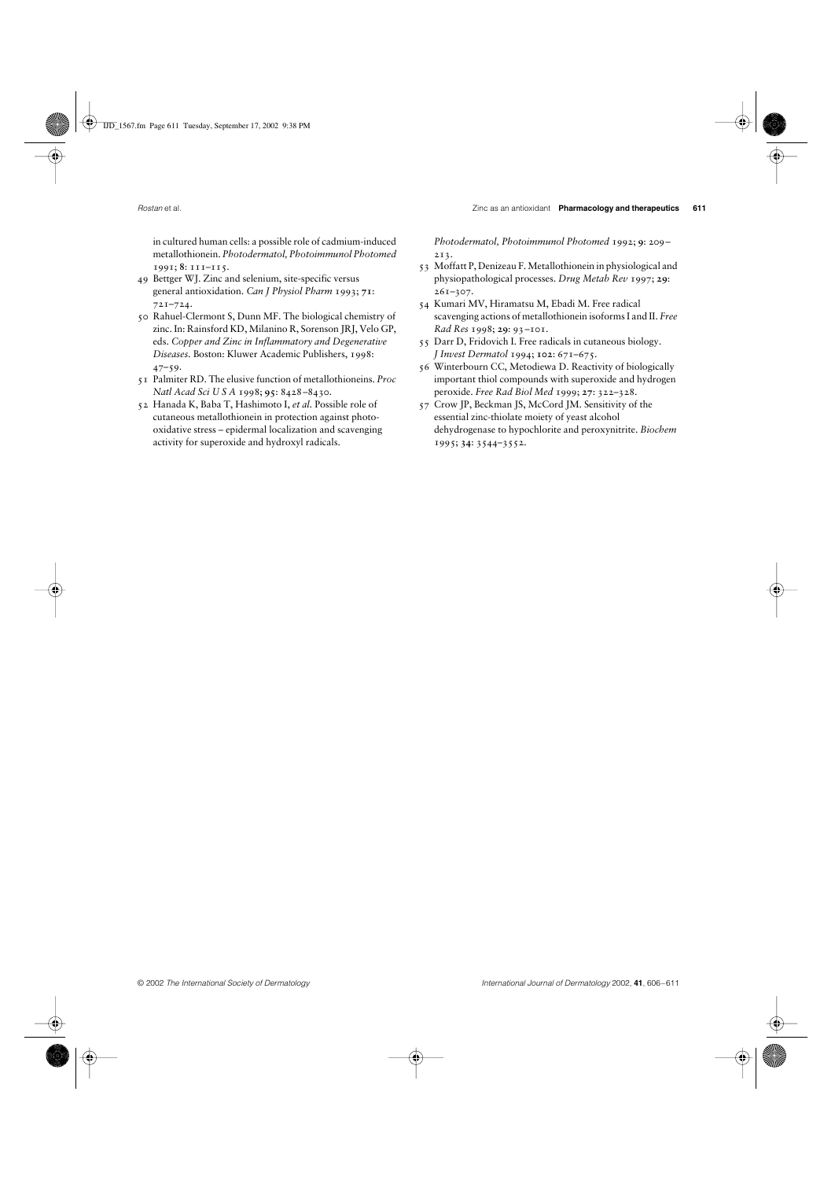in cultured human cells: a possible role of cadmium-induced metallothionein. *Photodermatol, Photoimmunol Photomed* 1991; **8**: 111–115.

49 Bettger WJ. Zinc and selenium, site-specific versus general antioxidation. *Can J Physiol Pharm* 1993; **71**: 721–724.

50 Rahuel-Clermont S, Dunn MF. The biological chemistry of zinc. In: Rainsford KD, Milanino R, Sorenson JRJ, Velo GP, eds. *Copper and Zinc in Inflammatory and Degenerative Diseases*. Boston: Kluwer Academic Publishers, 1998: 47–59.

51 Palmiter RD. The elusive function of metallothioneins. *Proc Natl Acad Sci U S A* 1998; **95**: 8428–8430.

52 Hanada K, Baba T, Hashimoto I, *et al.* Possible role of cutaneous metallothionein in protection against photo-oxidative stress – epidermal localization and scavenging activity for superoxide and hydroxyl radicals. *Photodermatol, Photoimmunol Photomed* 1992; **9**: 209–213.

53 Moffatt P, Denizeau F. Metallothionein in physiological and physiopathological processes. *Drug Metab Rev* 1997; **29**: 261–307.

54 Kumari MV, Hiramatsu M, Ebadi M. Free radical scavenging actions of metallothionein isoforms I and II. *Free Rad Res* 1998; **29**: 93–101.

55 Darr D, Fridovich I. Free radicals in cutaneous biology. *J Invest Dermatol* 1994; **102**: 671–675.

56 Winterbourn CC, Metodiewa D. Reactivity of biologically important thiol compounds with superoxide and hydrogen peroxide. *Free Rad Biol Med* 1999; **27**: 322–328.

57 Crow JP, Beckman JS, McCord JM. Sensitivity of the essential zinc-thiolate moiety of yeast alcohol dehydrogenase to hypochlorite and peroxynitrite. *Biochem* 1995; **34**: 3544–3552.